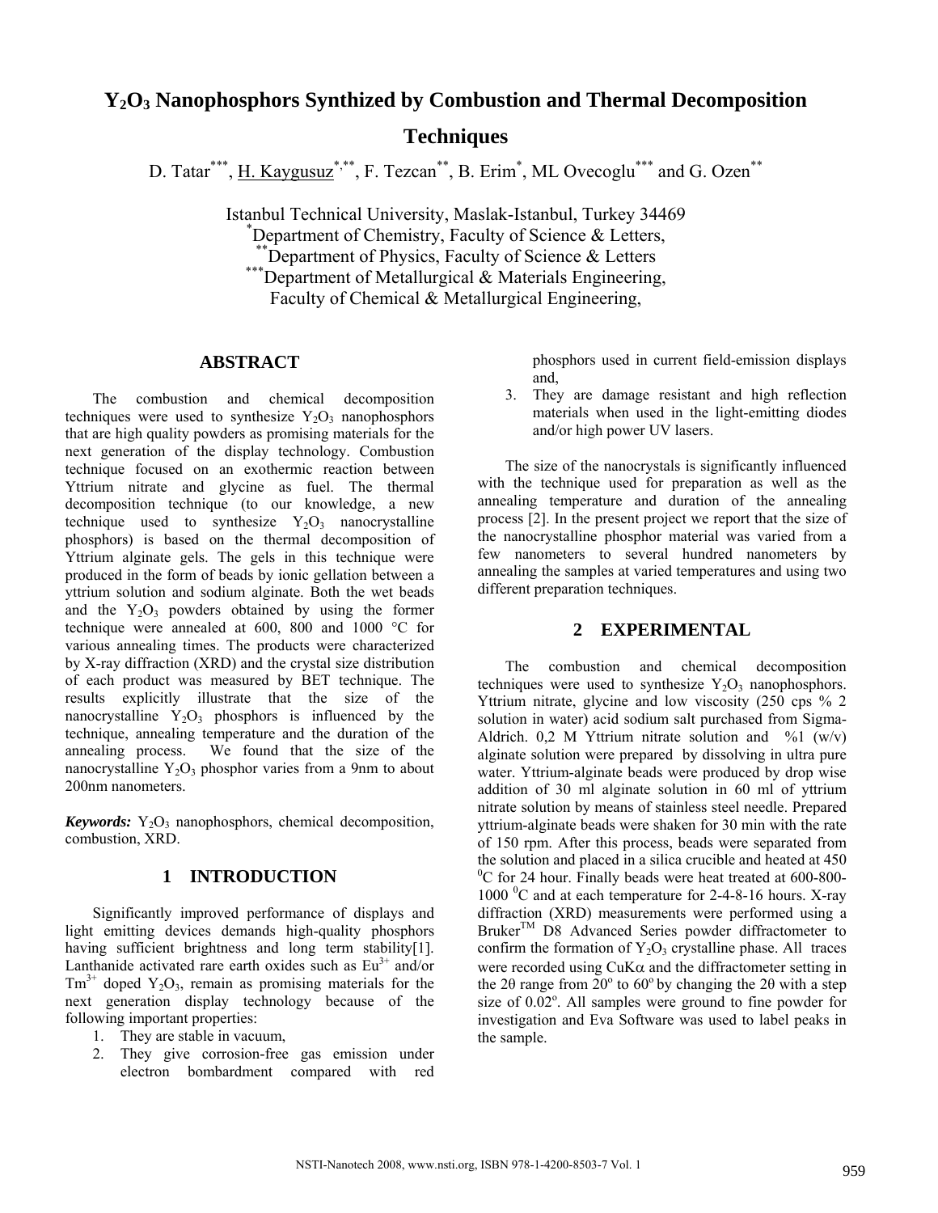# $Y_2O_3$ Nanophosphors Synthized by Combustion and Thermal Decomposition Techniques

D. Tatar[***], H. Kaygusuz[*,**], F. Tezcan[**], B. Erim[*], ML Ovecoglu[***] and G. Ozen[**]

Istanbul Technical University, Maslak-Istanbul, Turkey 34469
[*]Department of Chemistry, Faculty of Science & Letters,
[**]Department of Physics, Faculty of Science & Letters
[***]Department of Metallurgical & Materials Engineering,
Faculty of Chemical & Metallurgical Engineering,

## ABSTRACT

The combustion and chemical decomposition techniques were used to synthesize $Y_2O_3$ nanophosphors that are high quality powders as promising materials for the next generation of the display technology. Combustion technique focused on an exothermic reaction between Yttrium nitrate and glycine as fuel. The thermal decomposition technique (to our knowledge, a new technique used to synthesize $Y_2O_3$ nanocrystalline phosphors) is based on the thermal decomposition of Yttrium alginate gels. The gels in this technique were produced in the form of beads by ionic gellation between a yttrium solution and sodium alginate. Both the wet beads and the $Y_2O_3$ powders obtained by using the former technique were annealed at 600, 800 and 1000 °C for various annealing times. The products were characterized by X-ray diffraction (XRD) and the crystal size distribution of each product was measured by BET technique. The results explicitly illustrate that the size of the nanocrystalline $Y_2O_3$ phosphors is influenced by the technique, annealing temperature and the duration of the annealing process. We found that the size of the nanocrystalline $Y_2O_3$ phosphor varies from a 9nm to about 200nm nanometers.

***Keywords:*** $Y_2O_3$ nanophosphors, chemical decomposition, combustion, XRD.

## 1 INTRODUCTION

Significantly improved performance of displays and light emitting devices demands high-quality phosphors having sufficient brightness and long term stability[1]. Lanthanide activated rare earth oxides such as $Eu^{3+}$ and/or $Tm^{3+}$ doped $Y_2O_3$, remain as promising materials for the next generation display technology because of the following important properties:

1. They are stable in vacuum,
2. They give corrosion-free gas emission under electron bombardment compared with red phosphors used in current field-emission displays and,
3. They are damage resistant and high reflection materials when used in the light-emitting diodes and/or high power UV lasers.

The size of the nanocrystals is significantly influenced with the technique used for preparation as well as the annealing temperature and duration of the annealing process [2]. In the present project we report that the size of the nanocrystalline phosphor material was varied from a few nanometers to several hundred nanometers by annealing the samples at varied temperatures and using two different preparation techniques.

## 2 EXPERIMENTAL

The combustion and chemical decomposition techniques were used to synthesize $Y_2O_3$ nanophosphors. Yttrium nitrate, glycine and low viscosity (250 cps % 2 solution in water) acid sodium salt purchased from Sigma-Aldrich. 0,2 M Yttrium nitrate solution and %1 (w/v) alginate solution were prepared by dissolving in ultra pure water. Yttrium-alginate beads were produced by drop wise addition of 30 ml alginate solution in 60 ml of yttrium nitrate solution by means of stainless steel needle. Prepared yttrium-alginate beads were shaken for 30 min with the rate of 150 rpm. After this process, beads were separated from the solution and placed in a silica crucible and heated at 450 $^0$C for 24 hour. Finally beads were heat treated at 600-800-1000 $^0$C and at each temperature for 2-4-8-16 hours. X-ray diffraction (XRD) measurements were performed using a Bruker™ D8 Advanced Series powder diffractometer to confirm the formation of $Y_2O_3$ crystalline phase. All traces were recorded using CuKα and the diffractometer setting in the 2θ range from 20° to 60° by changing the 2θ with a step size of 0.02°. All samples were ground to fine powder for investigation and Eva Software was used to label peaks in the sample.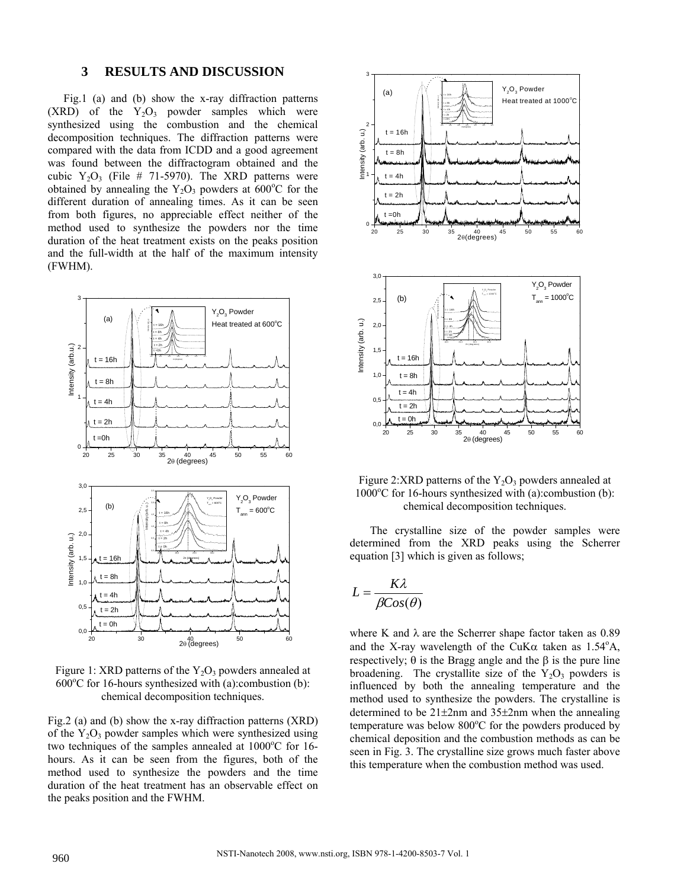## 3 RESULTS AND DISCUSSION

Fig.1 (a) and (b) show the x-ray diffraction patterns (XRD) of the $Y_2O_3$ powder samples which were synthesized using the combustion and the chemical decomposition techniques. The diffraction patterns were compared with the data from ICDD and a good agreement was found between the diffractogram obtained and the cubic $Y_2O_3$ (File # 71-5970). The XRD patterns were obtained by annealing the $Y_2O_3$ powders at 600°C for the different duration of annealing times. As it can be seen from both figures, no appreciable effect neither of the method used to synthesize the powders nor the time duration of the heat treatment exists on the peaks position and the full-width at the half of the maximum intensity (FWHM).

Figure 1: XRD patterns of the $Y_2O_3$ powders annealed at 600°C for 16-hours synthesized with (a):combustion (b): chemical decomposition techniques.

Fig.2 (a) and (b) show the x-ray diffraction patterns (XRD) of the $Y_2O_3$ powder samples which were synthesized using two techniques of the samples annealed at 1000°C for 16-hours. As it can be seen from the figures, both of the method used to synthesize the powders and the time duration of the heat treatment has an observable effect on the peaks position and the FWHM.

Figure 2:XRD patterns of the $Y_2O_3$ powders annealed at 1000°C for 16-hours synthesized with (a):combustion (b): chemical decomposition techniques.

The crystalline size of the powder samples were determined from the XRD peaks using the Scherrer equation [3] which is given as follows;

$$L = \frac{K\lambda}{\beta Cos(\theta)}$$

where K and $\lambda$ are the Scherrer shape factor taken as 0.89 and the X-ray wavelength of the CuK$\alpha$ taken as 1.54°A, respectively; $\theta$ is the Bragg angle and the $\beta$ is the pure line broadening. The crystallite size of the $Y_2O_3$ powders is influenced by both the annealing temperature and the method used to synthesize the powders. The crystalline is determined to be 21±2nm and 35±2nm when the annealing temperature was below 800°C for the powders produced by chemical deposition and the combustion methods as can be seen in Fig. 3. The crystalline size grows much faster above this temperature when the combustion method was used.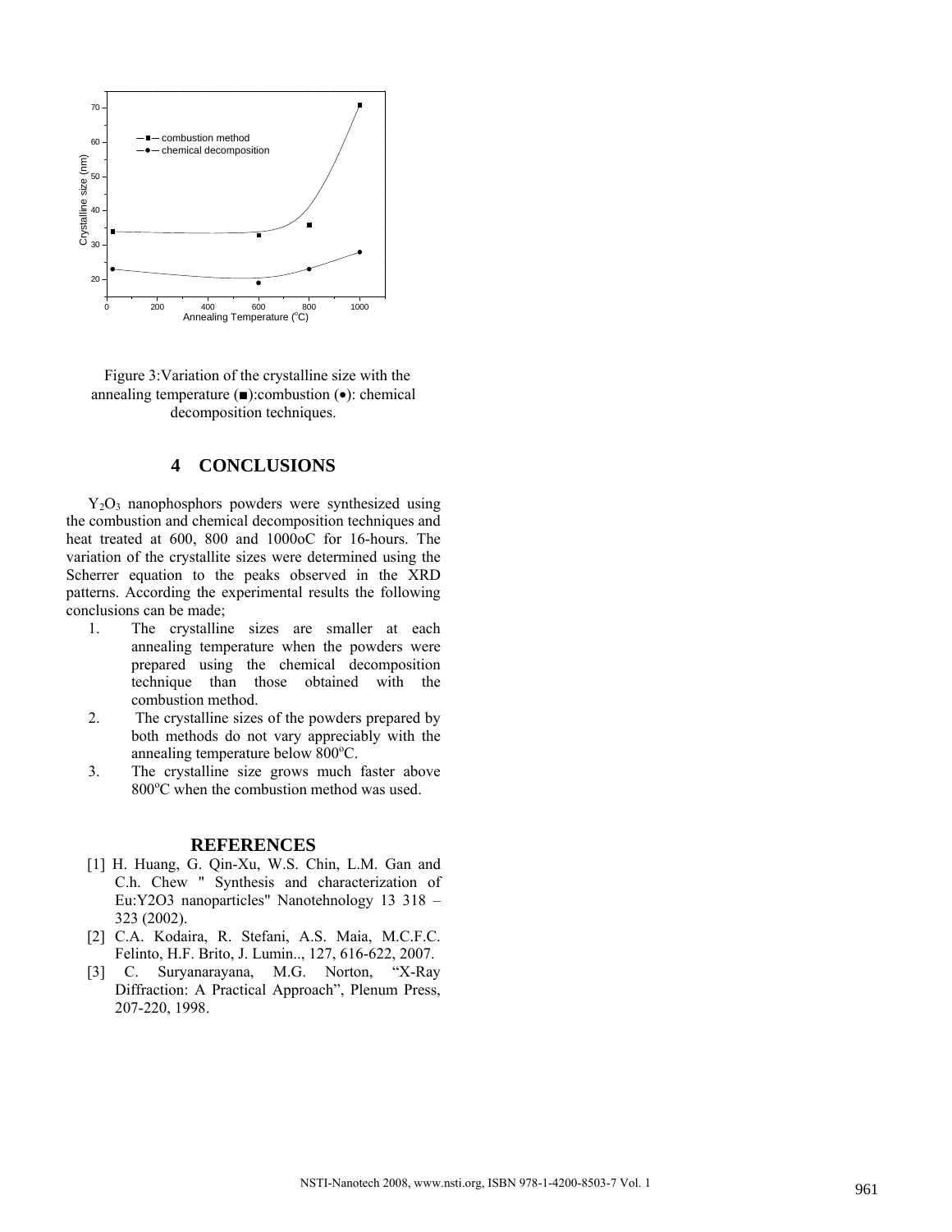70
60
50
40
30
20

0 200 400 600 800 1000

Crystalline size (nm)

Annealing Temperature (°C)

combustion method
chemical decomposition

Figure 3:Variation of the crystalline size with the annealing temperature (■):combustion (•): chemical decomposition techniques.

## 4 CONCLUSIONS

$Y_2O_3$ nanophosphors powders were synthesized using the combustion and chemical decomposition techniques and heat treated at 600, 800 and 1000oC for 16-hours. The variation of the crystallite sizes were determined using the Scherrer equation to the peaks observed in the XRD patterns. According the experimental results the following conclusions can be made;

1. The crystalline sizes are smaller at each annealing temperature when the powders were prepared using the chemical decomposition technique than those obtained with the combustion method.
2. The crystalline sizes of the powders prepared by both methods do not vary appreciably with the annealing temperature below 800°C.
3. The crystalline size grows much faster above 800°C when the combustion method was used.

## REFERENCES

[1] H. Huang, G. Qin-Xu, W.S. Chin, L.M. Gan and C.h. Chew " Synthesis and characterization of Eu:Y2O3 nanoparticles" Nanotehnology 13 318 – 323 (2002).

[2] C.A. Kodaira, R. Stefani, A.S. Maia, M.C.F.C. Felinto, H.F. Brito, J. Lumin.., 127, 616-622, 2007.

[3] C. Suryanarayana, M.G. Norton, "X-Ray Diffraction: A Practical Approach", Plenum Press, 207-220, 1998.